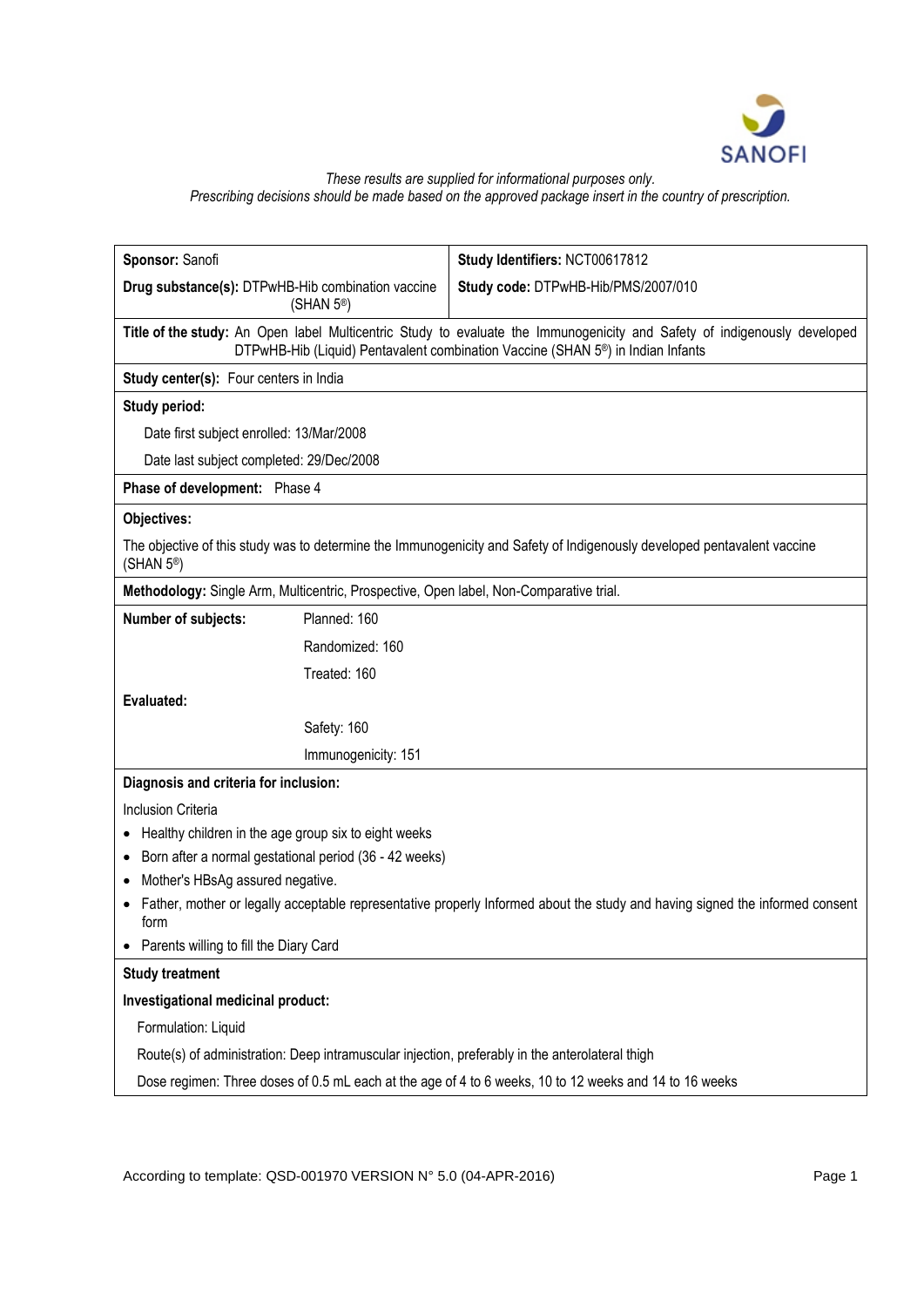*These results are supplied for informational purposes only.*
*Prescribing decisions should be made based on the approved package insert in the country of prescription.*

| | |
|---|---|
| **Sponsor:** Sanofi | **Study Identifiers:** NCT00617812 |
| **Drug substance(s):** DTPwHB-Hib combination vaccine (SHAN 5®) | **Study code:** DTPwHB-Hib/PMS/2007/010 |

**Title of the study:** An Open label Multicentric Study to evaluate the Immunogenicity and Safety of indigenously developed DTPwHB-Hib (Liquid) Pentavalent combination Vaccine (SHAN 5®) in Indian Infants

**Study center(s):** Four centers in India

**Study period:**

Date first subject enrolled: 13/Mar/2008

Date last subject completed: 29/Dec/2008

**Phase of development:** Phase 4

**Objectives:**

The objective of this study was to determine the Immunogenicity and Safety of Indigenously developed pentavalent vaccine (SHAN 5®)

**Methodology:** Single Arm, Multicentric, Prospective, Open label, Non-Comparative trial.

| **Number of subjects:** | Planned: 160 |
|---|---|
| | Randomized: 160 |
| | Treated: 160 |
| **Evaluated:** | |
| | Safety: 160 |
| | Immunogenicity: 151 |

**Diagnosis and criteria for inclusion:**

Inclusion Criteria

- Healthy children in the age group six to eight weeks
- Born after a normal gestational period (36 - 42 weeks)
- Mother's HBsAg assured negative.
- Father, mother or legally acceptable representative properly Informed about the study and having signed the informed consent form
- Parents willing to fill the Diary Card

**Study treatment**

**Investigational medicinal product:**

Formulation: Liquid

Route(s) of administration: Deep intramuscular injection, preferably in the anterolateral thigh

Dose regimen: Three doses of 0.5 mL each at the age of 4 to 6 weeks, 10 to 12 weeks and 14 to 16 weeks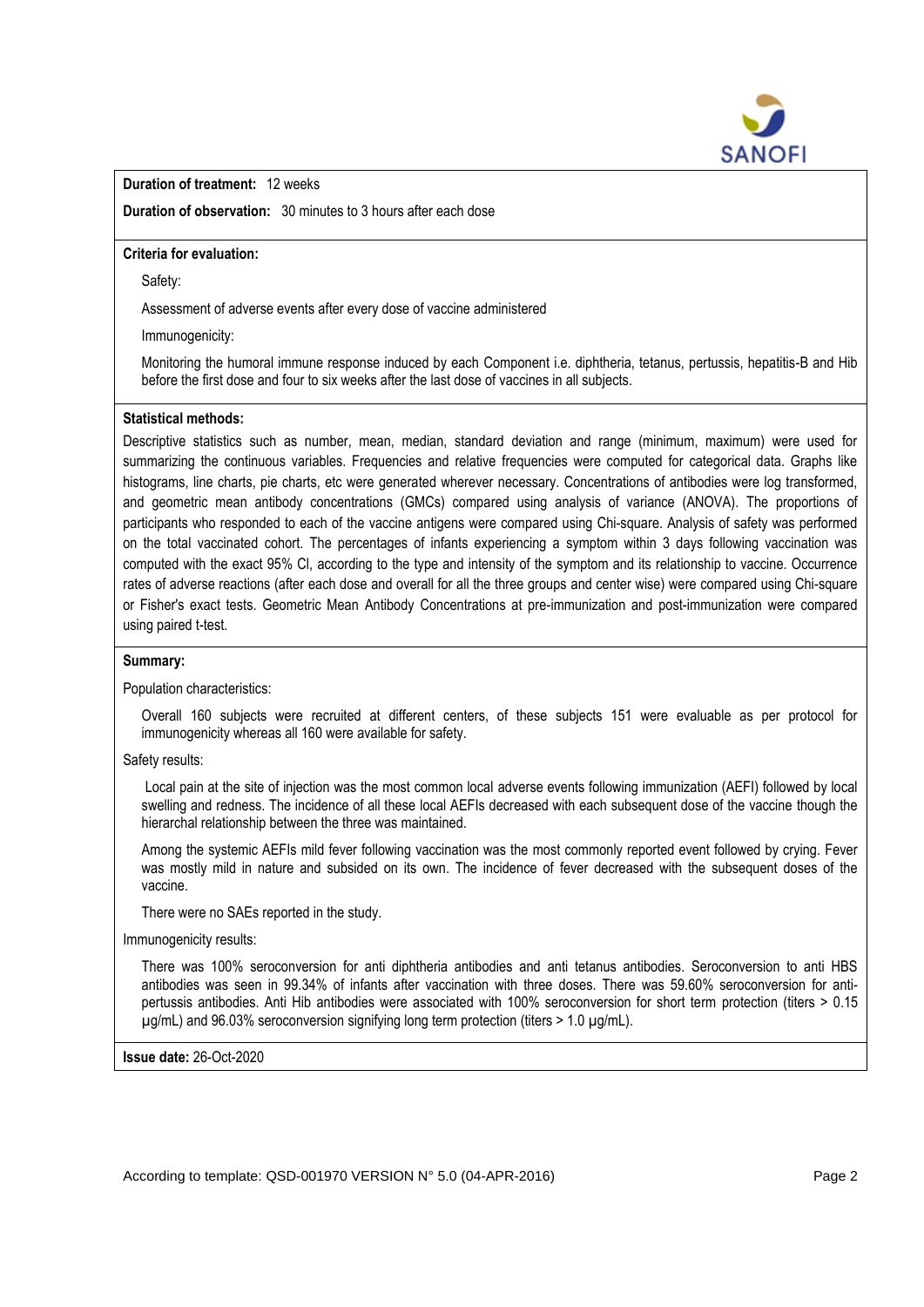**Duration of treatment:** 12 weeks

**Duration of observation:** 30 minutes to 3 hours after each dose

**Criteria for evaluation:**

Safety:

Assessment of adverse events after every dose of vaccine administered

Immunogenicity:

Monitoring the humoral immune response induced by each Component i.e. diphtheria, tetanus, pertussis, hepatitis-B and Hib before the first dose and four to six weeks after the last dose of vaccines in all subjects.

**Statistical methods:**

Descriptive statistics such as number, mean, median, standard deviation and range (minimum, maximum) were used for summarizing the continuous variables. Frequencies and relative frequencies were computed for categorical data. Graphs like histograms, line charts, pie charts, etc were generated wherever necessary. Concentrations of antibodies were log transformed, and geometric mean antibody concentrations (GMCs) compared using analysis of variance (ANOVA). The proportions of participants who responded to each of the vaccine antigens were compared using Chi-square. Analysis of safety was performed on the total vaccinated cohort. The percentages of infants experiencing a symptom within 3 days following vaccination was computed with the exact 95% CI, according to the type and intensity of the symptom and its relationship to vaccine. Occurrence rates of adverse reactions (after each dose and overall for all the three groups and center wise) were compared using Chi-square or Fisher's exact tests. Geometric Mean Antibody Concentrations at pre-immunization and post-immunization were compared using paired t-test.

**Summary:**

Population characteristics:

Overall 160 subjects were recruited at different centers, of these subjects 151 were evaluable as per protocol for immunogenicity whereas all 160 were available for safety.

Safety results:

Local pain at the site of injection was the most common local adverse events following immunization (AEFI) followed by local swelling and redness. The incidence of all these local AEFIs decreased with each subsequent dose of the vaccine though the hierarchal relationship between the three was maintained.

Among the systemic AEFIs mild fever following vaccination was the most commonly reported event followed by crying. Fever was mostly mild in nature and subsided on its own. The incidence of fever decreased with the subsequent doses of the vaccine.

There were no SAEs reported in the study.

Immunogenicity results:

There was 100% seroconversion for anti diphtheria antibodies and anti tetanus antibodies. Seroconversion to anti HBS antibodies was seen in 99.34% of infants after vaccination with three doses. There was 59.60% seroconversion for anti-pertussis antibodies. Anti Hib antibodies were associated with 100% seroconversion for short term protection (titers > 0.15 µg/mL) and 96.03% seroconversion signifying long term protection (titers > 1.0 µg/mL).

**Issue date:** 26-Oct-2020

According to template: QSD-001970 VERSION N° 5.0 (04-APR-2016)